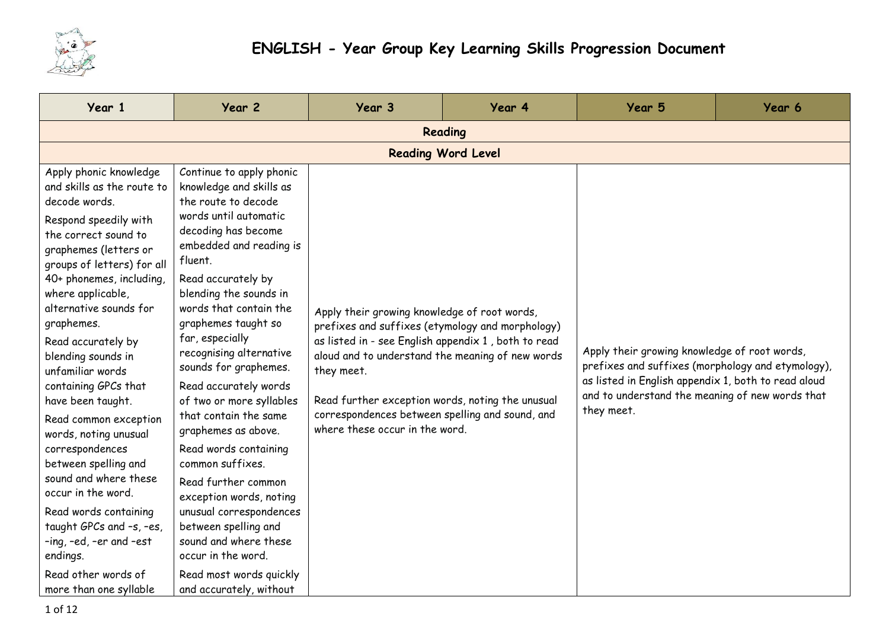# ENGLISH - Year Group Key Learning Skills Progression Document

| Year 1 | Year 2 | Year 3 | Year 4 | Year 5 | Year 6 |
|---|---|---|---|---|---|
| **Reading** | | | | | |
| **Reading Word Level** | | | | | |
| Apply phonic knowledge and skills as the route to decode words.<br><br>Respond speedily with the correct sound to graphemes (letters or groups of letters) for all 40+ phonemes, including, where applicable, alternative sounds for graphemes.<br><br>Read accurately by blending sounds in unfamiliar words containing GPCs that have been taught.<br><br>Read common exception words, noting unusual correspondences between spelling and sound and where these occur in the word.<br><br>Read words containing taught GPCs and –s, –es, –ing, –ed, –er and –est endings.<br><br>Read other words of more than one syllable | Continue to apply phonic knowledge and skills as the route to decode words until automatic decoding has become embedded and reading is fluent.<br><br>Read accurately by blending the sounds in words that contain the graphemes taught so far, especially recognising alternative sounds for graphemes.<br><br>Read accurately words of two or more syllables that contain the same graphemes as above.<br><br>Read words containing common suffixes.<br><br>Read further common exception words, noting unusual correspondences between spelling and sound and where these occur in the word.<br><br>Read most words quickly and accurately, without | Apply their growing knowledge of root words, prefixes and suffixes (etymology and morphology) as listed in - see English appendix 1 , both to read aloud and to understand the meaning of new words they meet.<br><br>Read further exception words, noting the unusual correspondences between spelling and sound, and where these occur in the word. | | Apply their growing knowledge of root words, prefixes and suffixes (morphology and etymology), as listed in English appendix 1, both to read aloud and to understand the meaning of new words that they meet. | |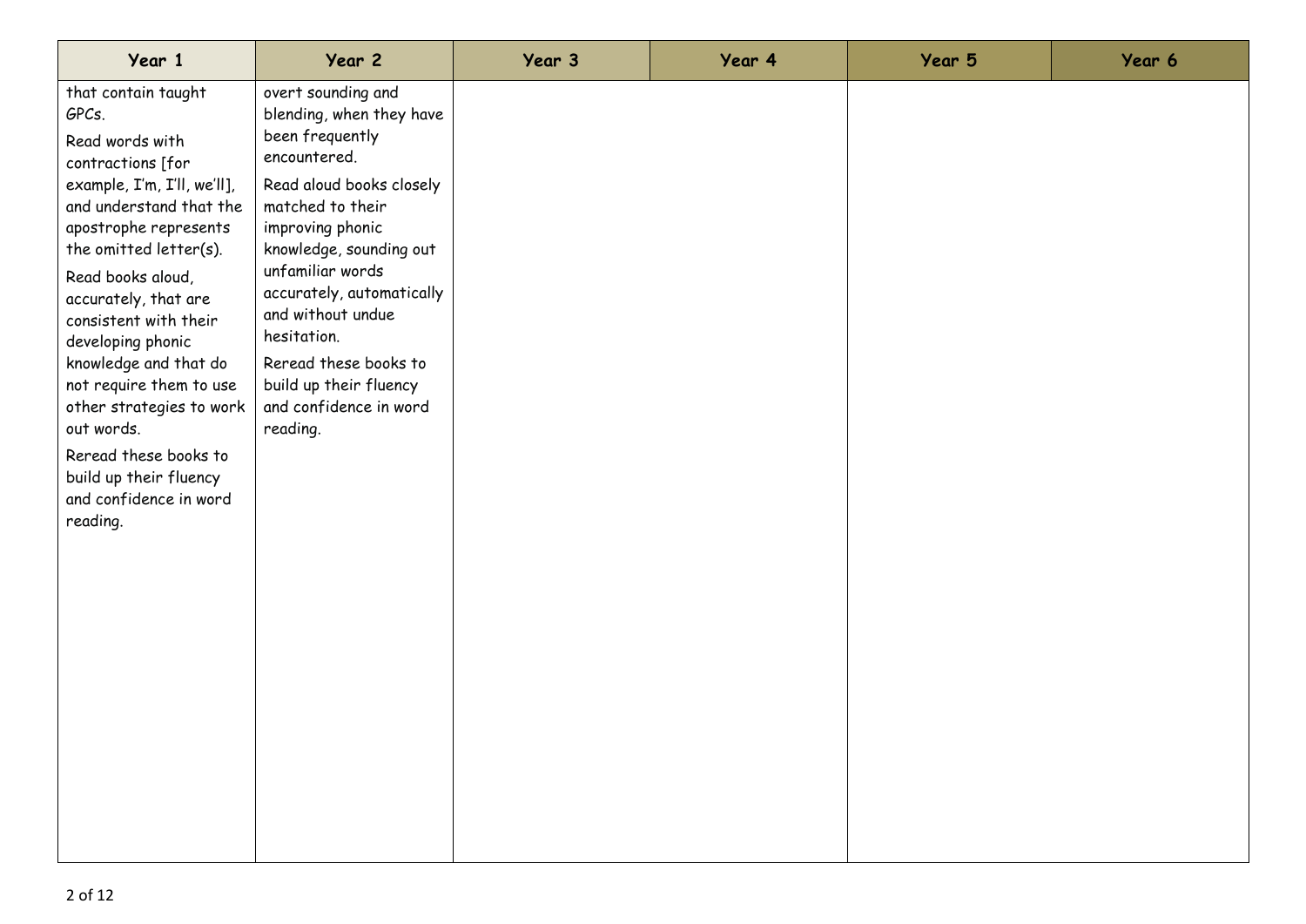| Year 1 | Year 2 | Year 3 | Year 4 | Year 5 | Year 6 |
|---|---|---|---|---|---|
| that contain taught GPCs.<br><br>Read words with contractions [for example, I'm, I'll, we'll], and understand that the apostrophe represents the omitted letter(s).<br><br>Read books aloud, accurately, that are consistent with their developing phonic knowledge and that do not require them to use other strategies to work out words.<br><br>Reread these books to build up their fluency and confidence in word reading. | overt sounding and blending, when they have been frequently encountered.<br><br>Read aloud books closely matched to their improving phonic knowledge, sounding out unfamiliar words accurately, automatically and without undue hesitation.<br><br>Reread these books to build up their fluency and confidence in word reading. | | | | |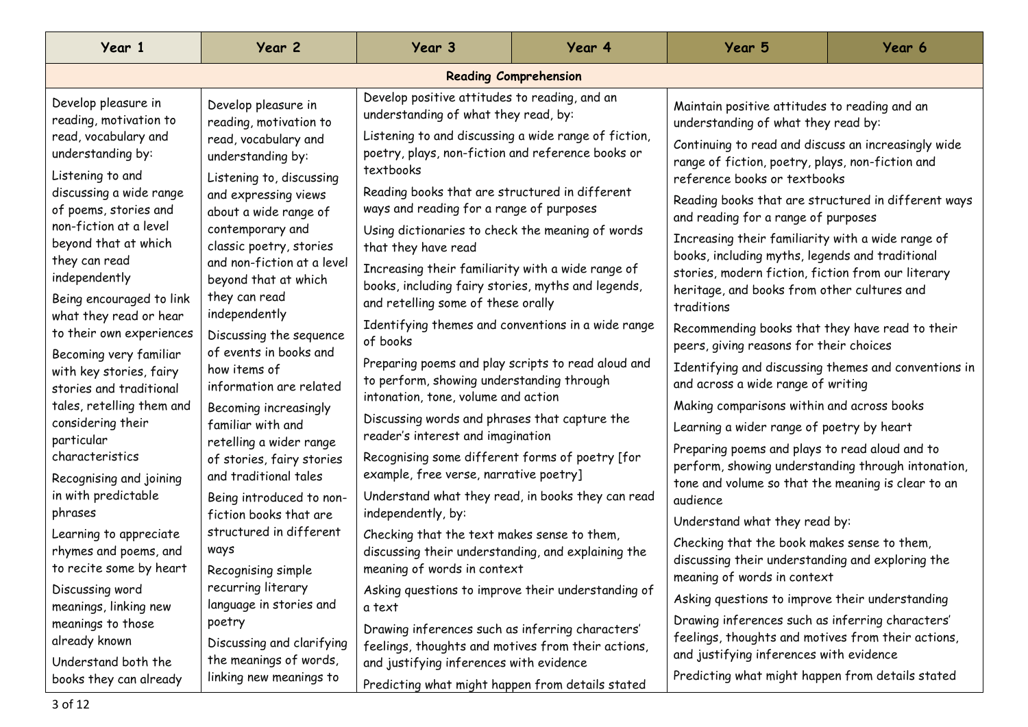| Year 1 | Year 2 | Year 3 | Year 4 | Year 5 | Year 6 |
|---|---|---|---|---|---|
| **Reading Comprehension** | | | | | |
| Develop pleasure in reading, motivation to read, vocabulary and understanding by:<br>Listening to and discussing a wide range of poems, stories and non-fiction at a level beyond that at which they can read independently<br>Being encouraged to link what they read or hear to their own experiences<br>Becoming very familiar with key stories, fairy stories and traditional tales, retelling them and considering their particular characteristics<br>Recognising and joining in with predictable phrases<br>Learning to appreciate rhymes and poems, and to recite some by heart<br>Discussing word meanings, linking new meanings to those already known<br>Understand both the books they can already | Develop pleasure in reading, motivation to read, vocabulary and understanding by:<br>Listening to, discussing and expressing views about a wide range of contemporary and classic poetry, stories and non-fiction at a level beyond that at which they can read independently<br>Discussing the sequence of events in books and how items of information are related<br>Becoming increasingly familiar with and retelling a wider range of stories, fairy stories and traditional tales<br>Being introduced to non-fiction books that are structured in different ways<br>Recognising simple recurring literary language in stories and poetry<br>Discussing and clarifying the meanings of words, linking new meanings to | Develop positive attitudes to reading, and an understanding of what they read, by:<br>Listening to and discussing a wide range of fiction, poetry, plays, non-fiction and reference books or textbooks<br>Reading books that are structured in different ways and reading for a range of purposes<br>Using dictionaries to check the meaning of words that they have read<br>Increasing their familiarity with a wide range of books, including fairy stories, myths and legends, and retelling some of these orally<br>Identifying themes and conventions in a wide range of books<br>Preparing poems and play scripts to read aloud and to perform, showing understanding through intonation, tone, volume and action<br>Discussing words and phrases that capture the reader's interest and imagination<br>Recognising some different forms of poetry [for example, free verse, narrative poetry]<br>Understand what they read, in books they can read independently, by:<br>Checking that the text makes sense to them, discussing their understanding, and explaining the meaning of words in context<br>Asking questions to improve their understanding of a text<br>Drawing inferences such as inferring characters' feelings, thoughts and motives from their actions, and justifying inferences with evidence<br>Predicting what might happen from details stated | | Maintain positive attitudes to reading and an understanding of what they read by:<br>Continuing to read and discuss an increasingly wide range of fiction, poetry, plays, non-fiction and reference books or textbooks<br>Reading books that are structured in different ways and reading for a range of purposes<br>Increasing their familiarity with a wide range of books, including myths, legends and traditional stories, modern fiction, fiction from our literary heritage, and books from other cultures and traditions<br>Recommending books that they have read to their peers, giving reasons for their choices<br>Identifying and discussing themes and conventions in and across a wide range of writing<br>Making comparisons within and across books<br>Learning a wider range of poetry by heart<br>Preparing poems and plays to read aloud and to perform, showing understanding through intonation, tone and volume so that the meaning is clear to an audience<br>Understand what they read by:<br>Checking that the book makes sense to them, discussing their understanding and exploring the meaning of words in context<br>Asking questions to improve their understanding<br>Drawing inferences such as inferring characters' feelings, thoughts and motives from their actions, and justifying inferences with evidence<br>Predicting what might happen from details stated | |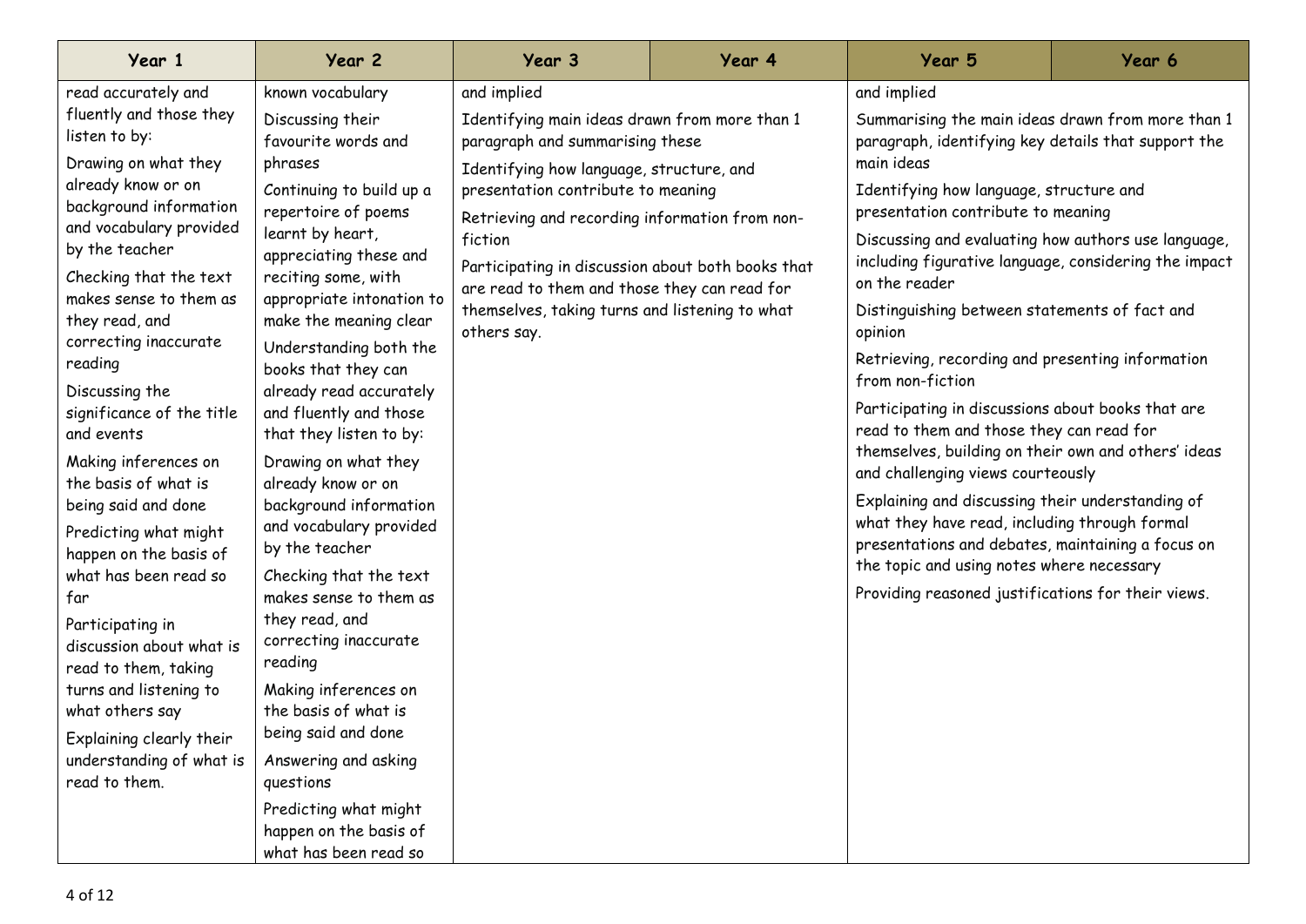| Year 1 | Year 2 | Year 3 | Year 4 | Year 5 | Year 6 |
|---|---|---|---|---|---|
| read accurately and fluently and those they listen to by:<br>Drawing on what they already know or on background information and vocabulary provided by the teacher<br>Checking that the text makes sense to them as they read, and correcting inaccurate reading<br>Discussing the significance of the title and events<br>Making inferences on the basis of what is being said and done<br>Predicting what might happen on the basis of what has been read so far<br>Participating in discussion about what is read to them, taking turns and listening to what others say<br>Explaining clearly their understanding of what is read to them. | known vocabulary<br>Discussing their favourite words and phrases<br>Continuing to build up a repertoire of poems learnt by heart, appreciating these and reciting some, with appropriate intonation to make the meaning clear<br>Understanding both the books that they can already read accurately and fluently and those that they listen to by:<br>Drawing on what they already know or on background information and vocabulary provided by the teacher<br>Checking that the text makes sense to them as they read, and correcting inaccurate reading<br>Making inferences on the basis of what is being said and done<br>Answering and asking questions<br>Predicting what might happen on the basis of what has been read so | and implied<br>Identifying main ideas drawn from more than 1 paragraph and summarising these<br>Identifying how language, structure, and presentation contribute to meaning<br>Retrieving and recording information from non-fiction<br>Participating in discussion about both books that are read to them and those they can read for themselves, taking turns and listening to what others say. | | and implied<br>Summarising the main ideas drawn from more than 1 paragraph, identifying key details that support the main ideas<br>Identifying how language, structure and presentation contribute to meaning<br>Discussing and evaluating how authors use language, including figurative language, considering the impact on the reader<br>Distinguishing between statements of fact and opinion<br>Retrieving, recording and presenting information from non-fiction<br>Participating in discussions about books that are read to them and those they can read for themselves, building on their own and others' ideas and challenging views courteously<br>Explaining and discussing their understanding of what they have read, including through formal presentations and debates, maintaining a focus on the topic and using notes where necessary<br>Providing reasoned justifications for their views. | |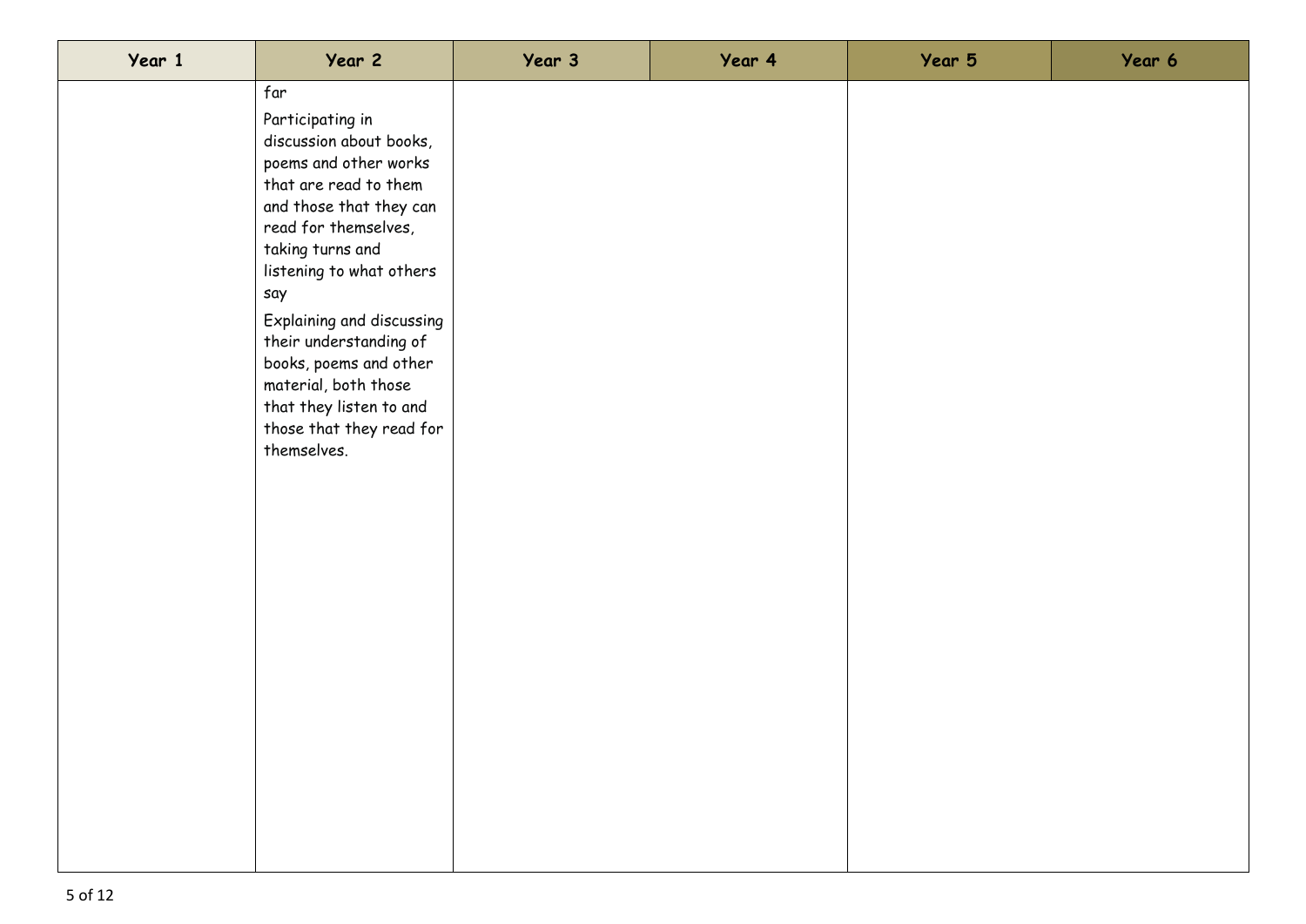| Year 1 | Year 2 | Year 3 | Year 4 | Year 5 | Year 6 |
|---|---|---|---|---|---|
| | far<br><br>Participating in discussion about books, poems and other works that are read to them and those that they can read for themselves, taking turns and listening to what others say<br><br>Explaining and discussing their understanding of books, poems and other material, both those that they listen to and those that they read for themselves. | | | | |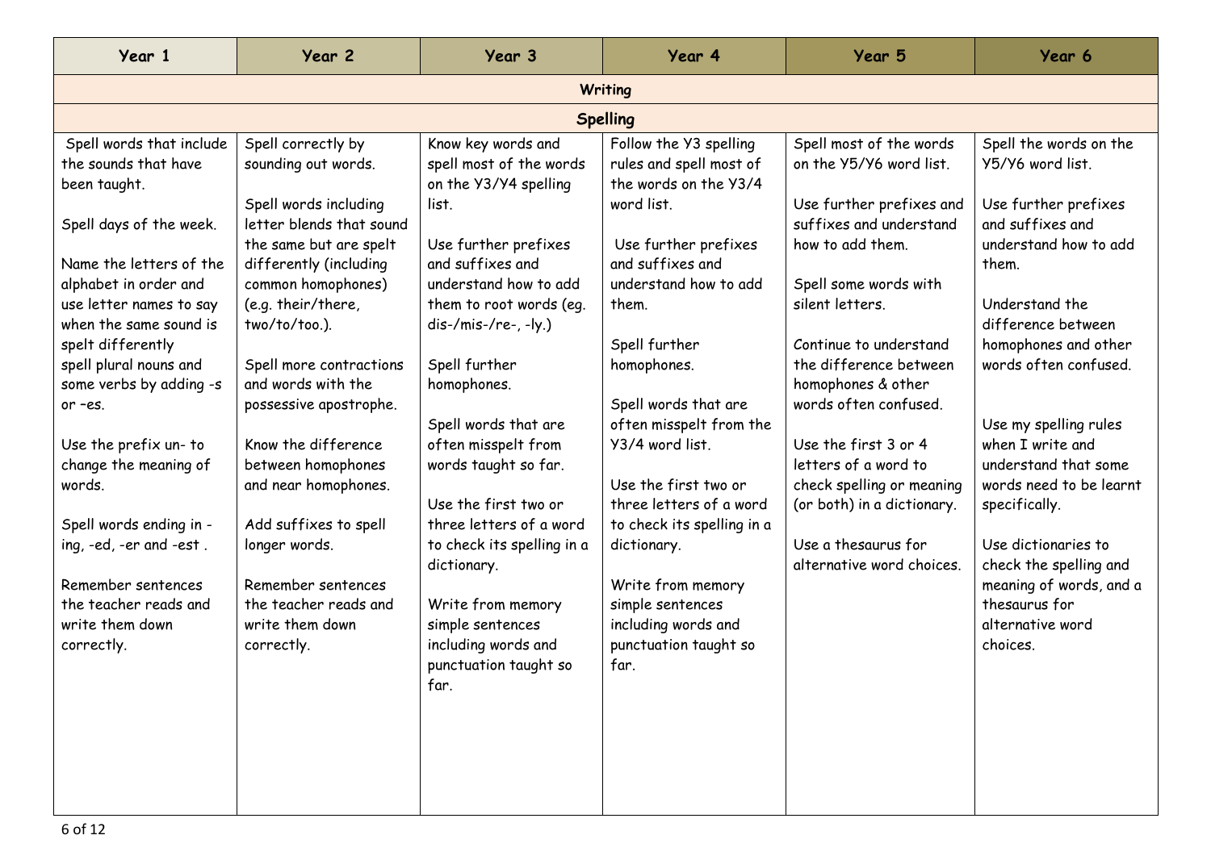| Year 1 | Year 2 | Year 3 | Year 4 | Year 5 | Year 6 |
|---|---|---|---|---|---|
| **Writing** | | | | | |
| **Spelling** | | | | | |
| Spell words that include the sounds that have been taught.<br><br>Spell days of the week.<br><br>Name the letters of the alphabet in order and use letter names to say when the same sound is spelt differently<br>spell plural nouns and some verbs by adding -s or –es.<br><br>Use the prefix un- to change the meaning of words.<br><br>Spell words ending in -ing, -ed, -er and -est .<br><br>Remember sentences the teacher reads and write them down correctly. | Spell correctly by sounding out words.<br><br>Spell words including letter blends that sound the same but are spelt differently (including common homophones) (e.g. their/there, two/to/too.).<br><br>Spell more contractions and words with the possessive apostrophe.<br><br>Know the difference between homophones and near homophones.<br><br>Add suffixes to spell longer words.<br><br>Remember sentences the teacher reads and write them down correctly. | Know key words and spell most of the words on the Y3/Y4 spelling list.<br><br>Use further prefixes and suffixes and understand how to add them to root words (eg. dis-/mis-/re-, -ly.)<br><br>Spell further homophones.<br><br>Spell words that are often misspelt from words taught so far.<br><br>Use the first two or three letters of a word to check its spelling in a dictionary.<br><br>Write from memory simple sentences including words and punctuation taught so far. | Follow the Y3 spelling rules and spell most of the words on the Y3/4 word list.<br><br>Use further prefixes and suffixes and understand how to add them.<br><br>Spell further homophones.<br><br>Spell words that are often misspelt from the Y3/4 word list.<br><br>Use the first two or three letters of a word to check its spelling in a dictionary.<br><br>Write from memory simple sentences including words and punctuation taught so far. | Spell most of the words on the Y5/Y6 word list.<br><br>Use further prefixes and suffixes and understand how to add them.<br><br>Spell some words with silent letters.<br><br>Continue to understand the difference between homophones & other words often confused.<br><br>Use the first 3 or 4 letters of a word to check spelling or meaning (or both) in a dictionary.<br><br>Use a thesaurus for alternative word choices. | Spell the words on the Y5/Y6 word list.<br><br>Use further prefixes and suffixes and understand how to add them.<br><br>Understand the difference between homophones and other words often confused.<br><br>Use my spelling rules when I write and understand that some words need to be learnt specifically.<br><br>Use dictionaries to check the spelling and meaning of words, and a thesaurus for alternative word choices. |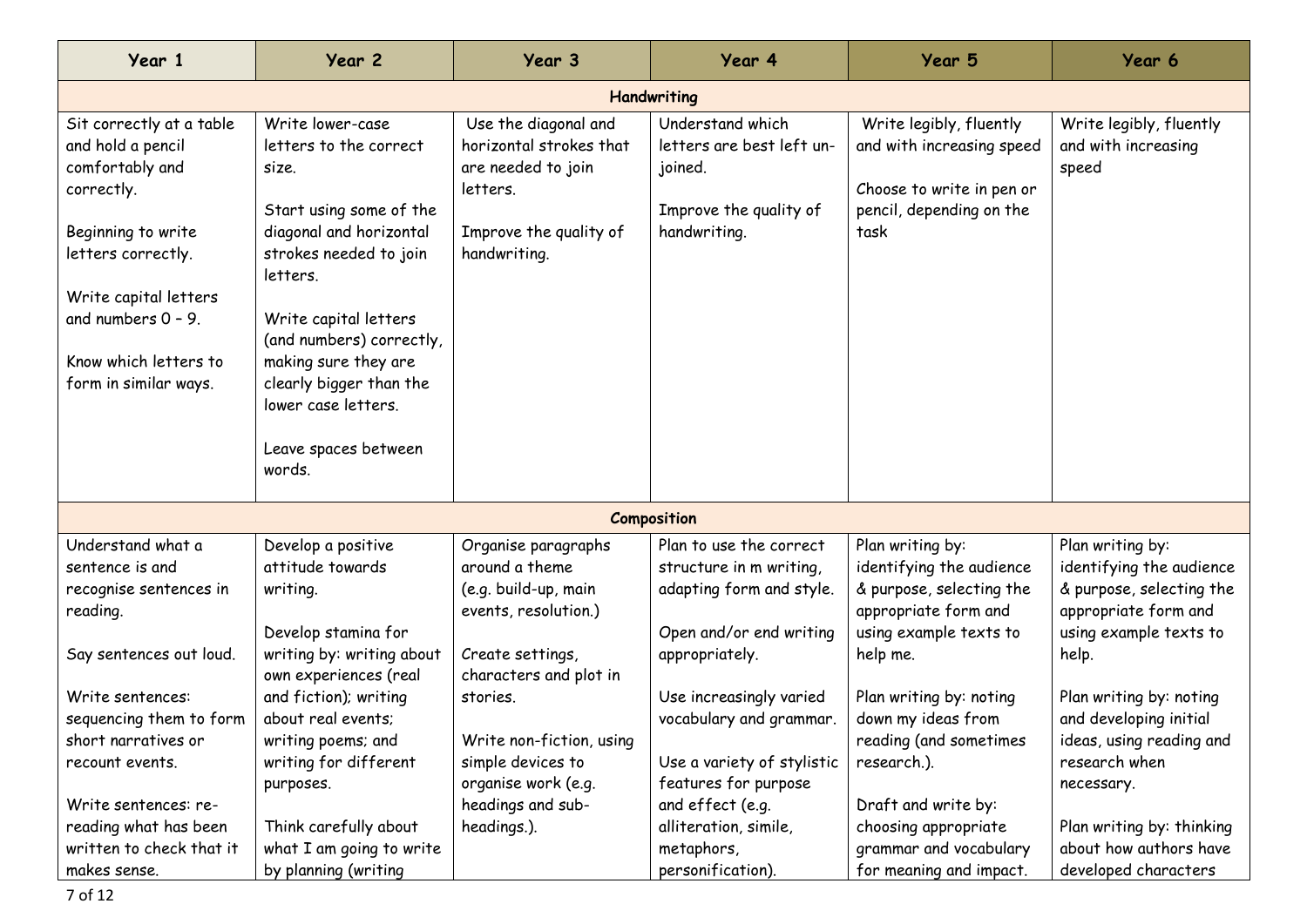| Year 1 | Year 2 | Year 3 | Year 4 | Year 5 | Year 6 |
|---|---|---|---|---|---|
| **Handwriting** | | | | | |
| Sit correctly at a table and hold a pencil comfortably and correctly.<br><br>Beginning to write letters correctly.<br><br>Write capital letters and numbers 0 – 9.<br><br>Know which letters to form in similar ways. | Write lower-case letters to the correct size.<br><br>Start using some of the diagonal and horizontal strokes needed to join letters.<br><br>Write capital letters (and numbers) correctly, making sure they are clearly bigger than the lower case letters.<br><br>Leave spaces between words. | Use the diagonal and horizontal strokes that are needed to join letters.<br><br>Improve the quality of handwriting. | Understand which letters are best left un-joined.<br><br>Improve the quality of handwriting. | Write legibly, fluently and with increasing speed<br><br>Choose to write in pen or pencil, depending on the task | Write legibly, fluently and with increasing speed |
| **Composition** | | | | | |
| Understand what a sentence is and recognise sentences in reading.<br><br>Say sentences out loud.<br><br>Write sentences: sequencing them to form short narratives or recount events.<br><br>Write sentences: re-reading what has been written to check that it makes sense. | Develop a positive attitude towards writing.<br><br>Develop stamina for writing by: writing about own experiences (real and fiction); writing about real events; writing poems; and writing for different purposes.<br><br>Think carefully about what I am going to write by planning (writing | Organise paragraphs around a theme (e.g. build-up, main events, resolution.)<br><br>Create settings, characters and plot in stories.<br><br>Write non-fiction, using simple devices to organise work (e.g. headings and sub-headings.). | Plan to use the correct structure in m writing, adapting form and style.<br><br>Open and/or end writing appropriately.<br><br>Use increasingly varied vocabulary and grammar.<br><br>Use a variety of stylistic features for purpose and effect (e.g. alliteration, simile, metaphors, personification). | Plan writing by: identifying the audience & purpose, selecting the appropriate form and using example texts to help me.<br><br>Plan writing by: noting down my ideas from reading (and sometimes research.).<br><br>Draft and write by: choosing appropriate grammar and vocabulary for meaning and impact. | Plan writing by: identifying the audience & purpose, selecting the appropriate form and using example texts to help.<br><br>Plan writing by: noting and developing initial ideas, using reading and research when necessary.<br><br>Plan writing by: thinking about how authors have developed characters |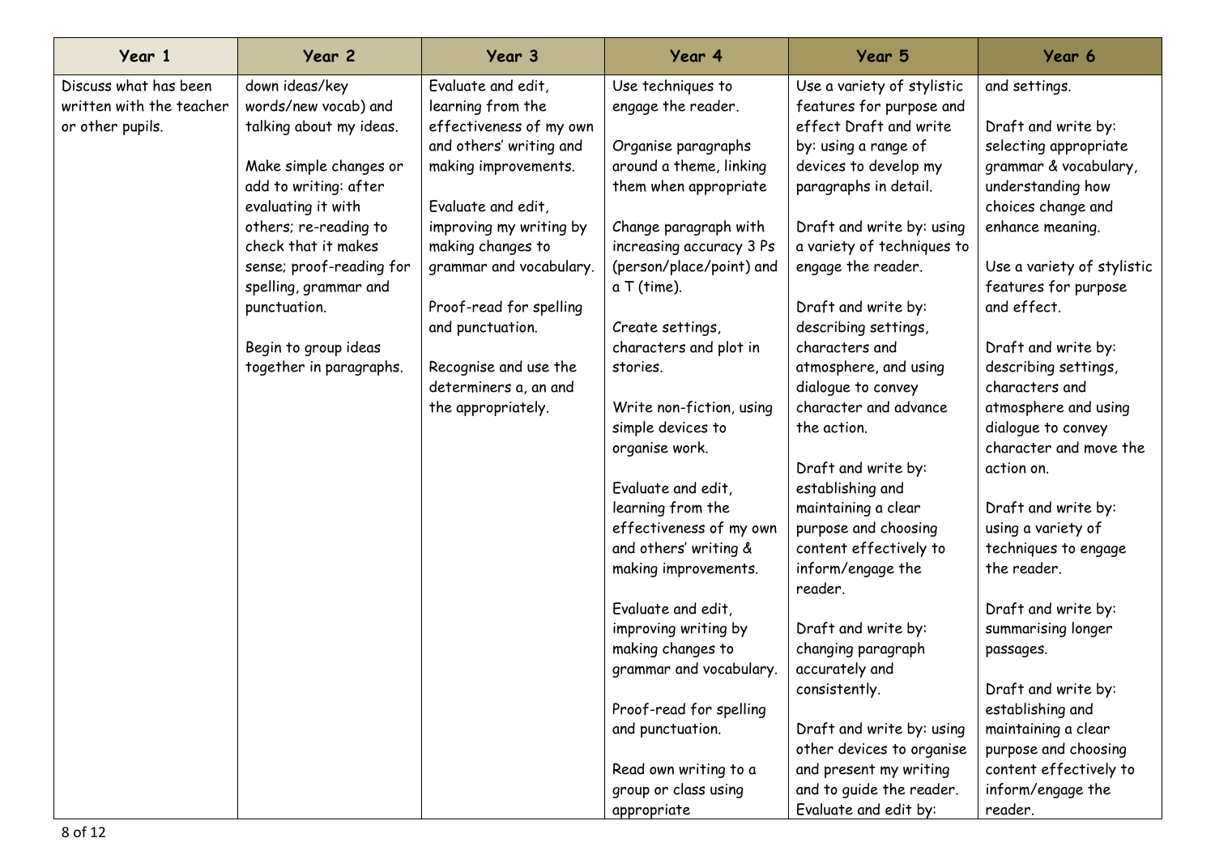| Year 1 | Year 2 | Year 3 | Year 4 | Year 5 | Year 6 |
|---|---|---|---|---|---|
| Discuss what has been written with the teacher or other pupils. | down ideas/key words/new vocab) and talking about my ideas.<br><br>Make simple changes or add to writing: after evaluating it with others; re-reading to check that it makes sense; proof-reading for spelling, grammar and punctuation.<br><br>Begin to group ideas together in paragraphs. | Evaluate and edit, learning from the effectiveness of my own and others' writing and making improvements.<br><br>Evaluate and edit, improving my writing by making changes to grammar and vocabulary.<br><br>Proof-read for spelling and punctuation.<br><br>Recognise and use the determiners a, an and the appropriately. | Use techniques to engage the reader.<br><br>Organise paragraphs around a theme, linking them when appropriate<br><br>Change paragraph with increasing accuracy 3 Ps (person/place/point) and a T (time).<br><br>Create settings, characters and plot in stories.<br><br>Write non-fiction, using simple devices to organise work.<br><br>Evaluate and edit, learning from the effectiveness of my own and others' writing & making improvements.<br><br>Evaluate and edit, improving writing by making changes to grammar and vocabulary.<br><br>Proof-read for spelling and punctuation.<br><br>Read own writing to a group or class using appropriate | Use a variety of stylistic features for purpose and effect Draft and write by: using a range of devices to develop my paragraphs in detail.<br><br>Draft and write by: using a variety of techniques to engage the reader.<br><br>Draft and write by: describing settings, characters and atmosphere, and using dialogue to convey character and advance the action.<br><br>Draft and write by: establishing and maintaining a clear purpose and choosing content effectively to inform/engage the reader.<br><br>Draft and write by: changing paragraph accurately and consistently.<br><br>Draft and write by: using other devices to organise and present my writing and to guide the reader. Evaluate and edit by: | and settings.<br><br>Draft and write by: selecting appropriate grammar & vocabulary, understanding how choices change and enhance meaning.<br><br>Use a variety of stylistic features for purpose and effect.<br><br>Draft and write by: describing settings, characters and atmosphere and using dialogue to convey character and move the action on.<br><br>Draft and write by: using a variety of techniques to engage the reader.<br><br>Draft and write by: summarising longer passages.<br><br>Draft and write by: establishing and maintaining a clear purpose and choosing content effectively to inform/engage the reader. |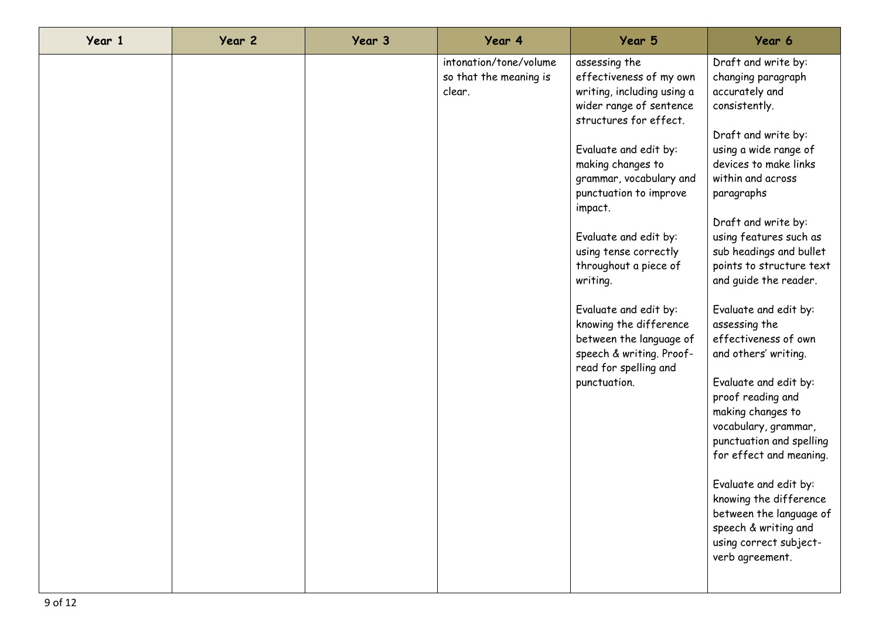| Year 1 | Year 2 | Year 3 | Year 4 | Year 5 | Year 6 |
|---|---|---|---|---|---|
| | | | intonation/tone/volume so that the meaning is clear. | assessing the effectiveness of my own writing, including using a wider range of sentence structures for effect.<br><br>Evaluate and edit by: making changes to grammar, vocabulary and punctuation to improve impact.<br><br>Evaluate and edit by: using tense correctly throughout a piece of writing.<br><br>Evaluate and edit by: knowing the difference between the language of speech & writing. Proof-read for spelling and punctuation. | Draft and write by: changing paragraph accurately and consistently.<br><br>Draft and write by: using a wide range of devices to make links within and across paragraphs<br><br>Draft and write by: using features such as sub headings and bullet points to structure text and guide the reader.<br><br>Evaluate and edit by: assessing the effectiveness of own and others' writing.<br><br>Evaluate and edit by: proof reading and making changes to vocabulary, grammar, punctuation and spelling for effect and meaning.<br><br>Evaluate and edit by: knowing the difference between the language of speech & writing and using correct subject-verb agreement. |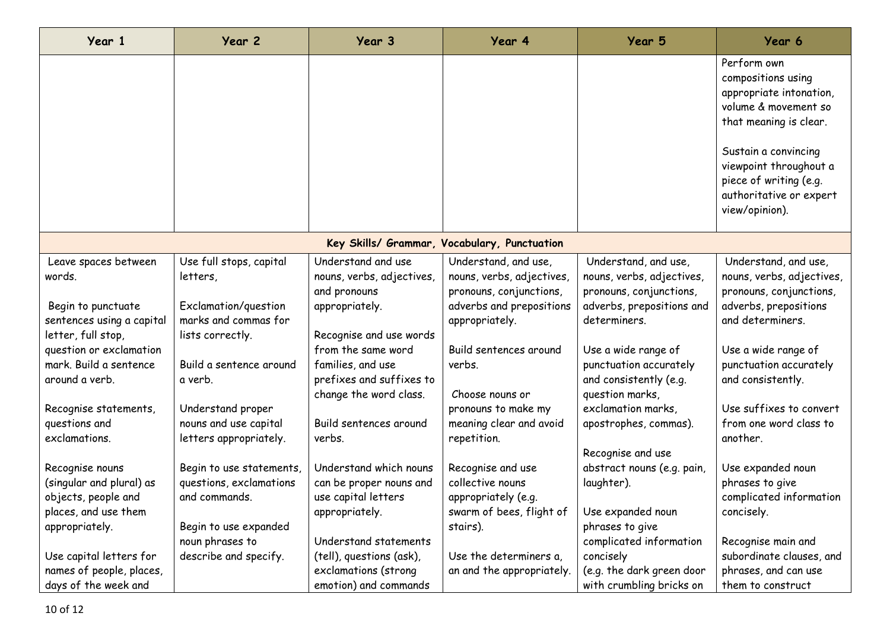| Year 1 | Year 2 | Year 3 | Year 4 | Year 5 | Year 6 |
|---|---|---|---|---|---|
| | | | | | Perform own compositions using appropriate intonation, volume & movement so that meaning is clear.<br><br>Sustain a convincing viewpoint throughout a piece of writing (e.g. authoritative or expert view/opinion). |
| **Key Skills/ Grammar, Vocabulary, Punctuation** | | | | | |
| Leave spaces between words.<br><br>Begin to punctuate sentences using a capital letter, full stop, question or exclamation mark. Build a sentence around a verb.<br><br>Recognise statements, questions and exclamations.<br><br>Recognise nouns (singular and plural) as objects, people and places, and use them appropriately.<br><br>Use capital letters for names of people, places, days of the week and | Use full stops, capital letters,<br><br>Exclamation/question marks and commas for lists correctly.<br><br>Build a sentence around a verb.<br><br>Understand proper nouns and use capital letters appropriately.<br><br>Begin to use statements, questions, exclamations and commands.<br><br>Begin to use expanded noun phrases to describe and specify. | Understand and use nouns, verbs, adjectives, and pronouns appropriately.<br><br>Recognise and use words from the same word families, and use prefixes and suffixes to change the word class.<br><br>Build sentences around verbs.<br><br>Understand which nouns can be proper nouns and use capital letters appropriately.<br><br>Understand statements (tell), questions (ask), exclamations (strong emotion) and commands | Understand, and use, nouns, verbs, adjectives, pronouns, conjunctions, adverbs and prepositions appropriately.<br><br>Build sentences around verbs.<br><br>Choose nouns or pronouns to make my meaning clear and avoid repetition.<br><br>Recognise and use collective nouns appropriately (e.g. swarm of bees, flight of stairs).<br><br>Use the determiners a, an and the appropriately. | Understand, and use, nouns, verbs, adjectives, pronouns, conjunctions, adverbs, prepositions and determiners.<br><br>Use a wide range of punctuation accurately and consistently (e.g. question marks, exclamation marks, apostrophes, commas).<br><br>Recognise and use abstract nouns (e.g. pain, laughter).<br><br>Use expanded noun phrases to give complicated information concisely<br>(e.g. the dark green door with crumbling bricks on | Understand, and use, nouns, verbs, adjectives, pronouns, conjunctions, adverbs, prepositions and determiners.<br><br>Use a wide range of punctuation accurately and consistently.<br><br>Use suffixes to convert from one word class to another.<br><br>Use expanded noun phrases to give complicated information concisely.<br><br>Recognise main and subordinate clauses, and phrases, and can use them to construct |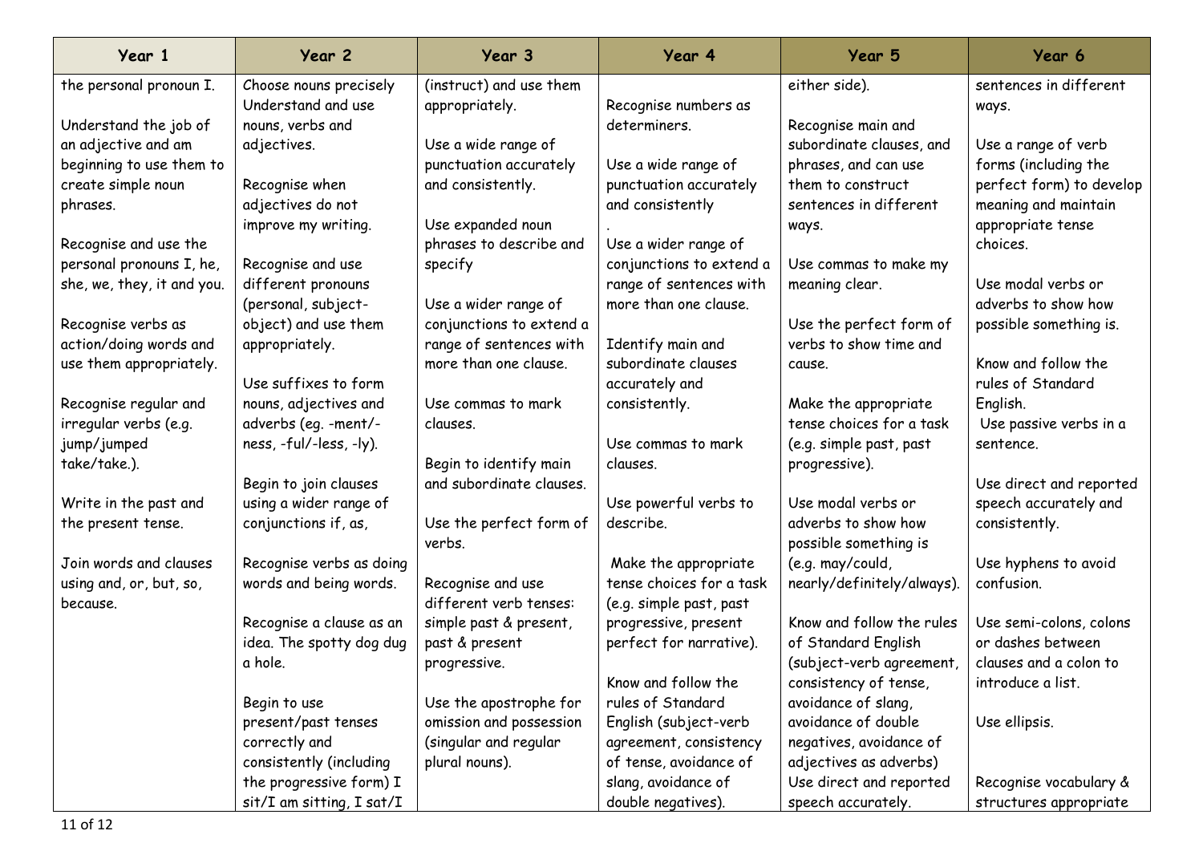| Year 1 | Year 2 | Year 3 | Year 4 | Year 5 | Year 6 |
| --- | --- | --- | --- | --- | --- |
| the personal pronoun I.<br><br>Understand the job of an adjective and am beginning to use them to create simple noun phrases.<br><br>Recognise and use the personal pronouns I, he, she, we, they, it and you.<br><br>Recognise verbs as action/doing words and use them appropriately.<br><br>Recognise regular and irregular verbs (e.g. jump/jumped take/take.).<br><br>Write in the past and the present tense.<br><br>Join words and clauses using and, or, but, so, because. | Choose nouns precisely Understand and use nouns, verbs and adjectives.<br><br>Recognise when adjectives do not improve my writing.<br><br>Recognise and use different pronouns (personal, subject-object) and use them appropriately.<br><br>Use suffixes to form nouns, adjectives and adverbs (eg. -ment/-ness, -ful/-less, -ly).<br><br>Begin to join clauses using a wider range of conjunctions if, as,<br><br>Recognise verbs as doing words and being words.<br><br>Recognise a clause as an idea. The spotty dog dug a hole.<br><br>Begin to use present/past tenses correctly and consistently (including the progressive form) I sit/I am sitting, I sat/I | (instruct) and use them appropriately.<br><br>Use a wide range of punctuation accurately and consistently.<br><br>Use expanded noun phrases to describe and specify<br><br>Use a wider range of conjunctions to extend a range of sentences with more than one clause.<br><br>Use commas to mark clauses.<br><br>Begin to identify main and subordinate clauses.<br><br>Use the perfect form of verbs.<br><br>Recognise and use different verb tenses: simple past & present, past & present progressive.<br><br>Use the apostrophe for omission and possession (singular and regular plural nouns). | Recognise numbers as determiners.<br><br>Use a wide range of punctuation accurately and consistently<br>.<br>Use a wider range of conjunctions to extend a range of sentences with more than one clause.<br><br>Identify main and subordinate clauses accurately and consistently.<br><br>Use commas to mark clauses.<br><br>Use powerful verbs to describe.<br><br>Make the appropriate tense choices for a task (e.g. simple past, past progressive, present perfect for narrative).<br><br>Know and follow the rules of Standard English (subject-verb agreement, consistency of tense, avoidance of slang, avoidance of double negatives). | either side).<br><br>Recognise main and subordinate clauses, and phrases, and can use them to construct sentences in different ways.<br><br>Use commas to make my meaning clear.<br><br>Use the perfect form of verbs to show time and cause.<br><br>Make the appropriate tense choices for a task (e.g. simple past, past progressive).<br><br>Use modal verbs or adverbs to show how possible something is (e.g. may/could, nearly/definitely/always).<br><br>Know and follow the rules of Standard English (subject-verb agreement, consistency of tense, avoidance of slang, avoidance of double negatives, avoidance of adjectives as adverbs) Use direct and reported speech accurately. | sentences in different ways.<br><br>Use a range of verb forms (including the perfect form) to develop meaning and maintain appropriate tense choices.<br><br>Use modal verbs or adverbs to show how possible something is.<br><br>Know and follow the rules of Standard English.<br>Use passive verbs in a sentence.<br><br>Use direct and reported speech accurately and consistently.<br><br>Use hyphens to avoid confusion.<br><br>Use semi-colons, colons or dashes between clauses and a colon to introduce a list.<br><br>Use ellipsis.<br><br>Recognise vocabulary & structures appropriate |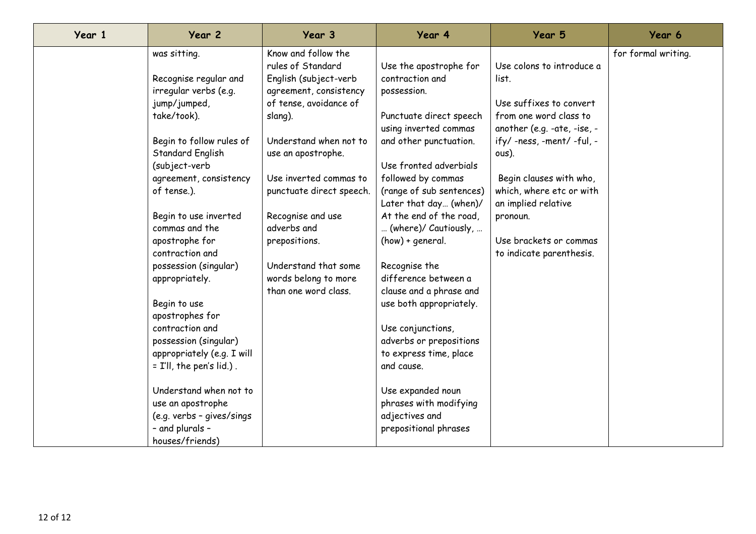| Year 1 | Year 2 | Year 3 | Year 4 | Year 5 | Year 6 |
|---|---|---|---|---|---|
| | was sitting.<br><br>Recognise regular and irregular verbs (e.g. jump/jumped, take/took).<br><br>Begin to follow rules of Standard English (subject-verb agreement, consistency of tense.).<br><br>Begin to use inverted commas and the apostrophe for contraction and possession (singular) appropriately.<br><br>Begin to use apostrophes for contraction and possession (singular) appropriately (e.g. I will = I'll, the pen's lid.) .<br><br>Understand when not to use an apostrophe (e.g. verbs – gives/sings – and plurals – houses/friends) | Know and follow the rules of Standard English (subject-verb agreement, consistency of tense, avoidance of slang).<br><br>Understand when not to use an apostrophe.<br><br>Use inverted commas to punctuate direct speech.<br><br>Recognise and use adverbs and prepositions.<br><br>Understand that some words belong to more than one word class. | Use the apostrophe for contraction and possession.<br><br>Punctuate direct speech using inverted commas and other punctuation.<br><br>Use fronted adverbials followed by commas (range of sub sentences) Later that day… (when)/ At the end of the road, … (where)/ Cautiously, … (how) + general.<br><br>Recognise the difference between a clause and a phrase and use both appropriately.<br><br>Use conjunctions, adverbs or prepositions to express time, place and cause.<br><br>Use expanded noun phrases with modifying adjectives and prepositional phrases | Use colons to introduce a list.<br><br>Use suffixes to convert from one word class to another (e.g. -ate, -ise, -ify/ -ness, -ment/ -ful, -ous).<br><br>Begin clauses with who, which, where etc or with an implied relative pronoun.<br><br>Use brackets or commas to indicate parenthesis. | for formal writing. |